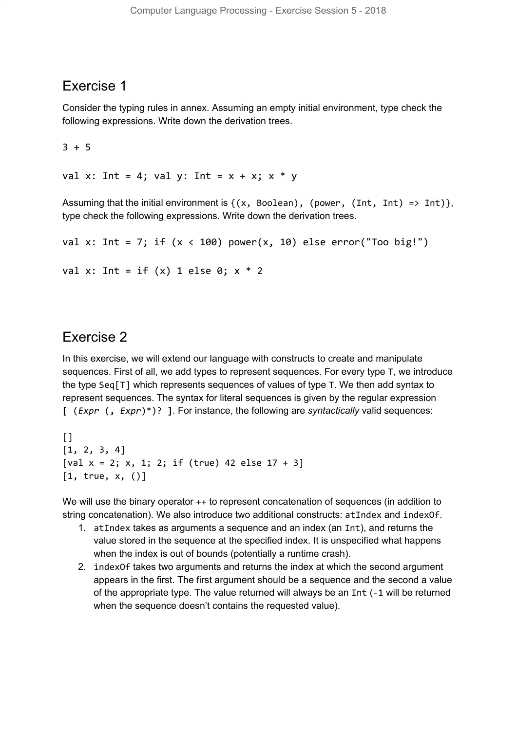## Exercise 1

Consider the typing rules in annex. Assuming an empty initial environment, type check the following expressions. Write down the derivation trees.

```
3 + 5
```

```
val x: Int = 4; val y: Int = x + x; x * y
```

Assuming that the initial environment is `{(x, Boolean), (power, (Int, Int) => Int)}`, type check the following expressions. Write down the derivation trees.

```
val x: Int = 7; if (x < 100) power(x, 10) else error("Too big!")
```

```
val x: Int = if (x) 1 else 0; x * 2
```

## Exercise 2

In this exercise, we will extend our language with constructs to create and manipulate sequences. First of all, we add types to represent sequences. For every type `T`, we introduce the type `Seq[T]` which represents sequences of values of type `T`. We then add syntax to represent sequences. The syntax for literal sequences is given by the regular expression **[** (*Expr* (**,** *Expr*)\*)? **]**. For instance, the following are *syntactically* valid sequences:

```
[]
[1, 2, 3, 4]
[val x = 2; x, 1; 2; if (true) 42 else 17 + 3]
[1, true, x, ()]
```

We will use the binary operator ++ to represent concatenation of sequences (in addition to string concatenation). We also introduce two additional constructs: `atIndex` and `indexOf`.

1. `atIndex` takes as arguments a sequence and an index (an `Int`), and returns the value stored in the sequence at the specified index. It is unspecified what happens when the index is out of bounds (potentially a runtime crash).
2. `indexOf` takes two arguments and returns the index at which the second argument appears in the first. The first argument should be a sequence and the second a value of the appropriate type. The value returned will always be an `Int` (`-1` will be returned when the sequence doesn't contains the requested value).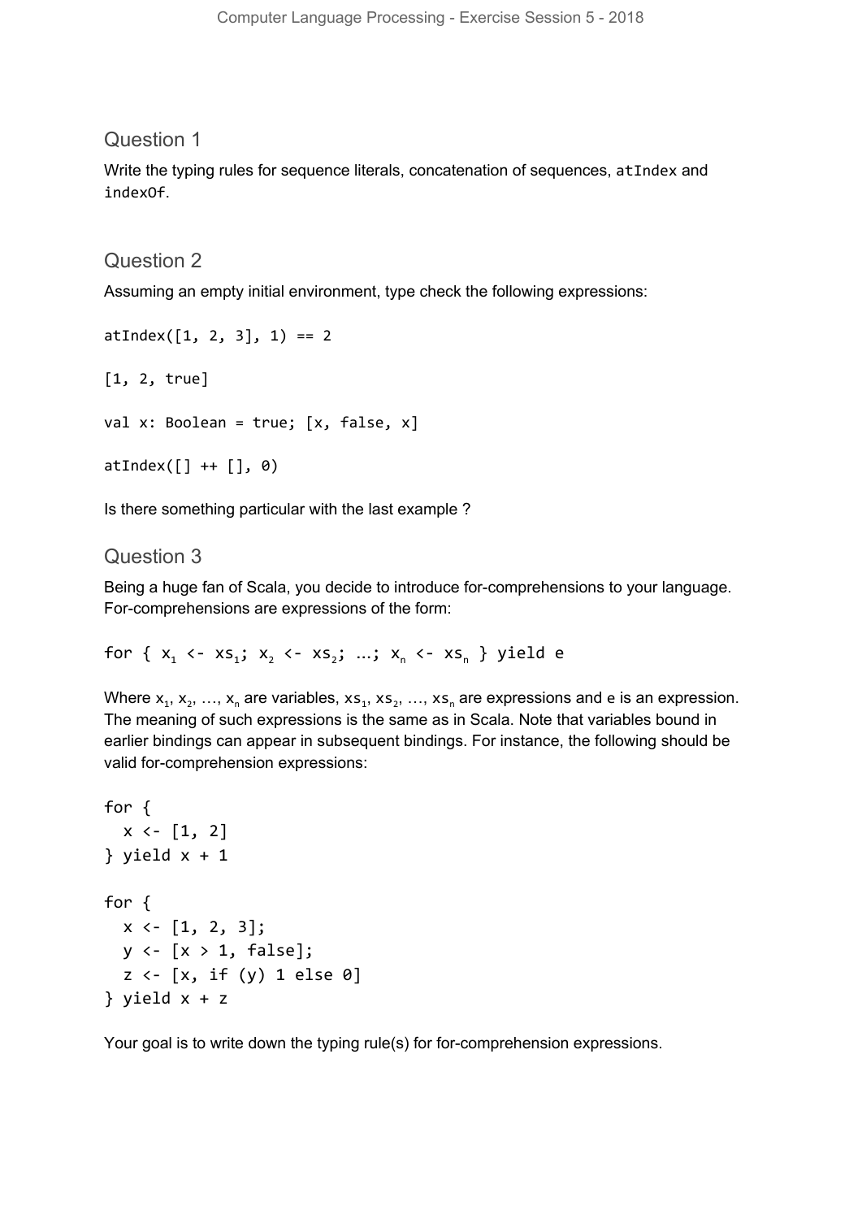## Question 1

Write the typing rules for sequence literals, concatenation of sequences, `atIndex` and `indexOf`.

## Question 2

Assuming an empty initial environment, type check the following expressions:

```
atIndex([1, 2, 3], 1) == 2
```

```
[1, 2, true]
```

```
val x: Boolean = true; [x, false, x]
```

```
atIndex([] ++ [], 0)
```

Is there something particular with the last example ?

## Question 3

Being a huge fan of Scala, you decide to introduce for-comprehensions to your language. For-comprehensions are expressions of the form:

```
for { x₁ <- xs₁; x₂ <- xs₂; ...; xₙ <- xsₙ } yield e
```

Where $x_1$, $x_2$, …, $x_n$ are variables, $xs_1$, $xs_2$, …, $xs_n$ are expressions and e is an expression. The meaning of such expressions is the same as in Scala. Note that variables bound in earlier bindings can appear in subsequent bindings. For instance, the following should be valid for-comprehension expressions:

```
for {
  x <- [1, 2]
} yield x + 1
```

```
for {
  x <- [1, 2, 3];
  y <- [x > 1, false];
  z <- [x, if (y) 1 else 0]
} yield x + z
```

Your goal is to write down the typing rule(s) for for-comprehension expressions.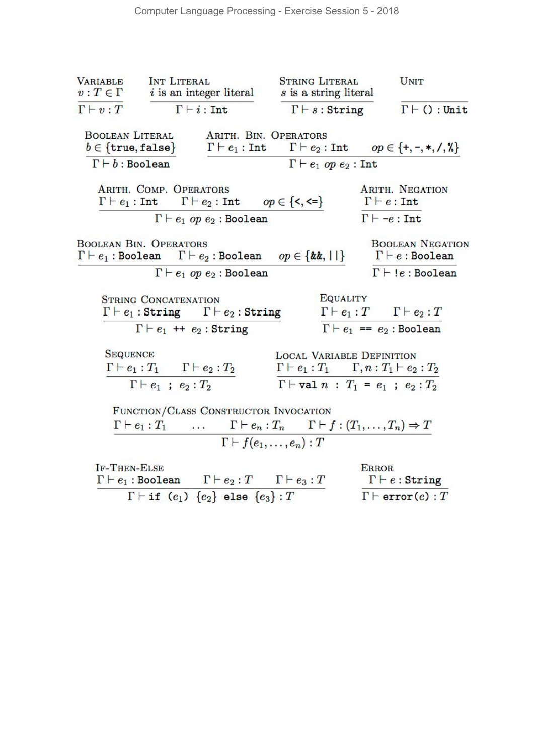**Variable**

$$\frac{v : T \in \Gamma}{\Gamma \vdash v : T}$$

**Int Literal**

$$\frac{i \text{ is an integer literal}}{\Gamma \vdash i : \texttt{Int}}$$

**String Literal**

$$\frac{s \text{ is a string literal}}{\Gamma \vdash s : \texttt{String}}$$

**Unit**

$$\frac{}{\Gamma \vdash \texttt{()} : \texttt{Unit}}$$

**Boolean Literal**

$$\frac{b \in \{\texttt{true}, \texttt{false}\}}{\Gamma \vdash b : \texttt{Boolean}}$$

**Arith. Bin. Operators**

$$\frac{\Gamma \vdash e_1 : \texttt{Int} \qquad \Gamma \vdash e_2 : \texttt{Int} \qquad op \in \{\texttt{+}, \texttt{-}, \texttt{*}, \texttt{/}, \texttt{\%}\}}{\Gamma \vdash e_1 \; op \; e_2 : \texttt{Int}}$$

**Arith. Comp. Operators**

$$\frac{\Gamma \vdash e_1 : \texttt{Int} \qquad \Gamma \vdash e_2 : \texttt{Int} \qquad op \in \{\texttt{<}, \texttt{<=}\}}{\Gamma \vdash e_1 \; op \; e_2 : \texttt{Boolean}}$$

**Arith. Negation**

$$\frac{\Gamma \vdash e : \texttt{Int}}{\Gamma \vdash \texttt{-}e : \texttt{Int}}$$

**Boolean Bin. Operators**

$$\frac{\Gamma \vdash e_1 : \texttt{Boolean} \qquad \Gamma \vdash e_2 : \texttt{Boolean} \qquad op \in \{\texttt{\&\&}, \texttt{||}\}}{\Gamma \vdash e_1 \; op \; e_2 : \texttt{Boolean}}$$

**Boolean Negation**

$$\frac{\Gamma \vdash e : \texttt{Boolean}}{\Gamma \vdash \texttt{!}e : \texttt{Boolean}}$$

**String Concatenation**

$$\frac{\Gamma \vdash e_1 : \texttt{String} \qquad \Gamma \vdash e_2 : \texttt{String}}{\Gamma \vdash e_1 \; \texttt{++} \; e_2 : \texttt{String}}$$

**Equality**

$$\frac{\Gamma \vdash e_1 : T \qquad \Gamma \vdash e_2 : T}{\Gamma \vdash e_1 \; \texttt{==} \; e_2 : \texttt{Boolean}}$$

**Sequence**

$$\frac{\Gamma \vdash e_1 : T_1 \qquad \Gamma \vdash e_2 : T_2}{\Gamma \vdash e_1 \; \texttt{;} \; e_2 : T_2}$$

**Local Variable Definition**

$$\frac{\Gamma \vdash e_1 : T_1 \qquad \Gamma, n : T_1 \vdash e_2 : T_2}{\Gamma \vdash \texttt{val} \; n \; \texttt{:} \; T_1 \; \texttt{=} \; e_1 \; \texttt{;} \; e_2 : T_2}$$

**Function/Class Constructor Invocation**

$$\frac{\Gamma \vdash e_1 : T_1 \qquad \ldots \qquad \Gamma \vdash e_n : T_n \qquad \Gamma \vdash f : (T_1, \ldots, T_n) \Rightarrow T}{\Gamma \vdash f(e_1, \ldots, e_n) : T}$$

**If-Then-Else**

$$\frac{\Gamma \vdash e_1 : \texttt{Boolean} \qquad \Gamma \vdash e_2 : T \qquad \Gamma \vdash e_3 : T}{\Gamma \vdash \texttt{if} \; (e_1) \; \{e_2\} \; \texttt{else} \; \{e_3\} : T}$$

**Error**

$$\frac{\Gamma \vdash e : \texttt{String}}{\Gamma \vdash \texttt{error}(e) : T}$$